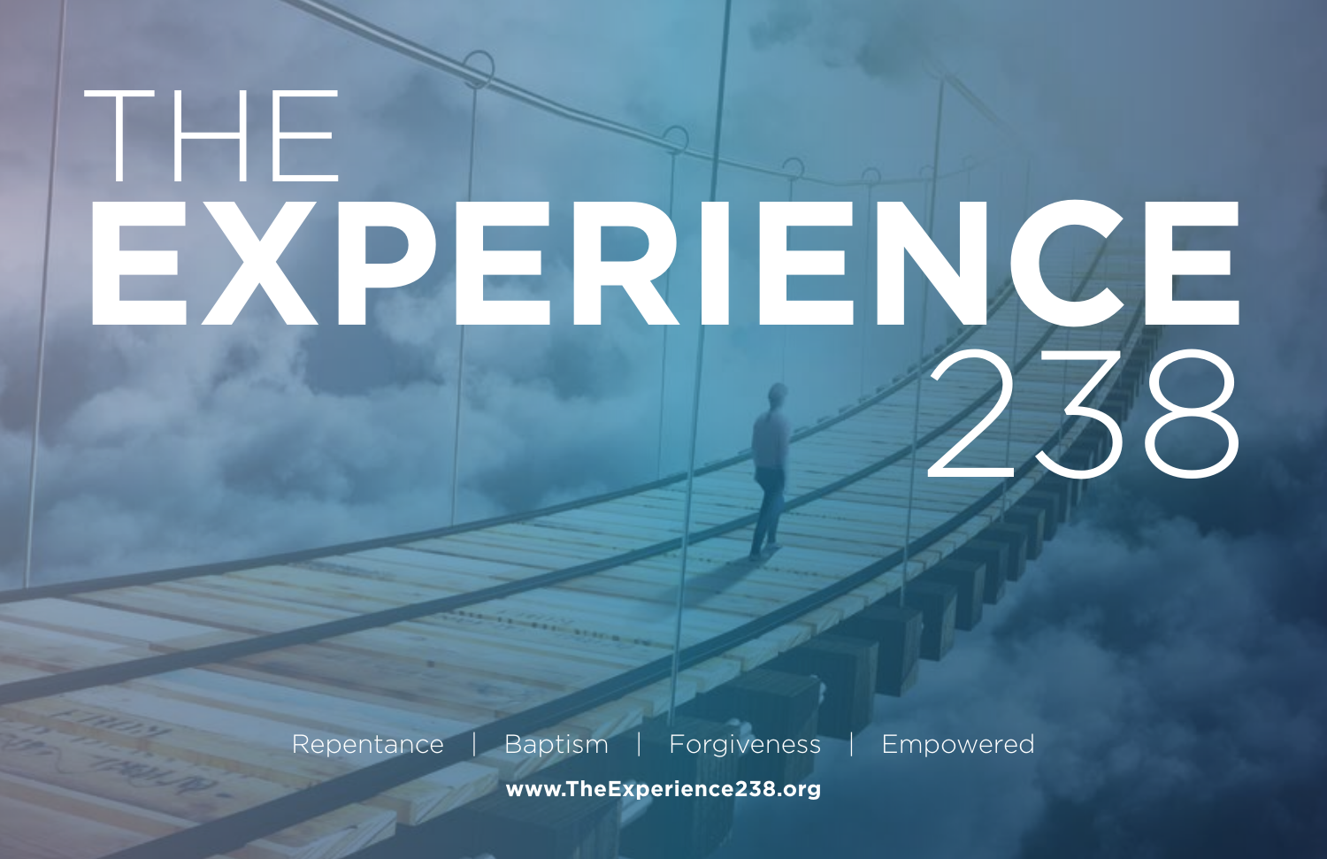# THE EXPERIENCE 238

Repentance | Baptism | Forgiveness | Empowered

**www.TheExperience238.org**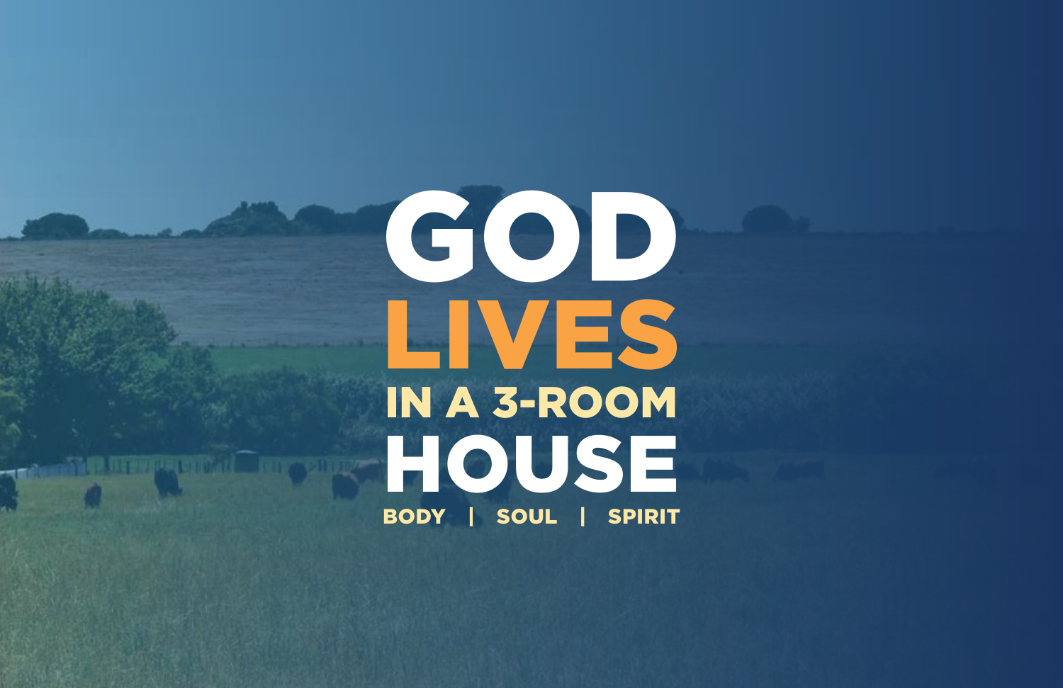# GOD LIVES IN A 3-ROOM HOUSE

BODY | SOUL | SPIRIT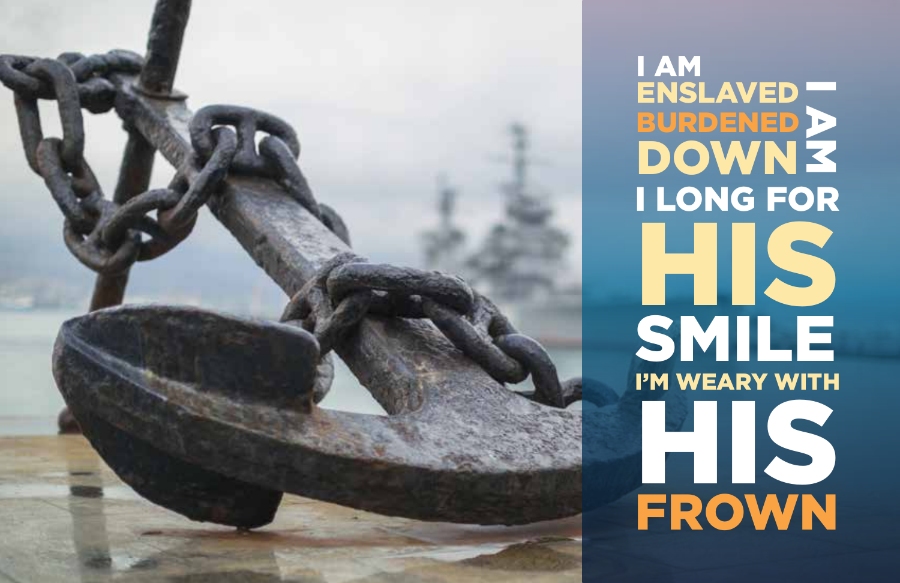I AM
ENSLAVED
BURDENED
DOWN
I AM
I LONG FOR
HIS
SMILE
I'M WEARY WITH
HIS
FROWN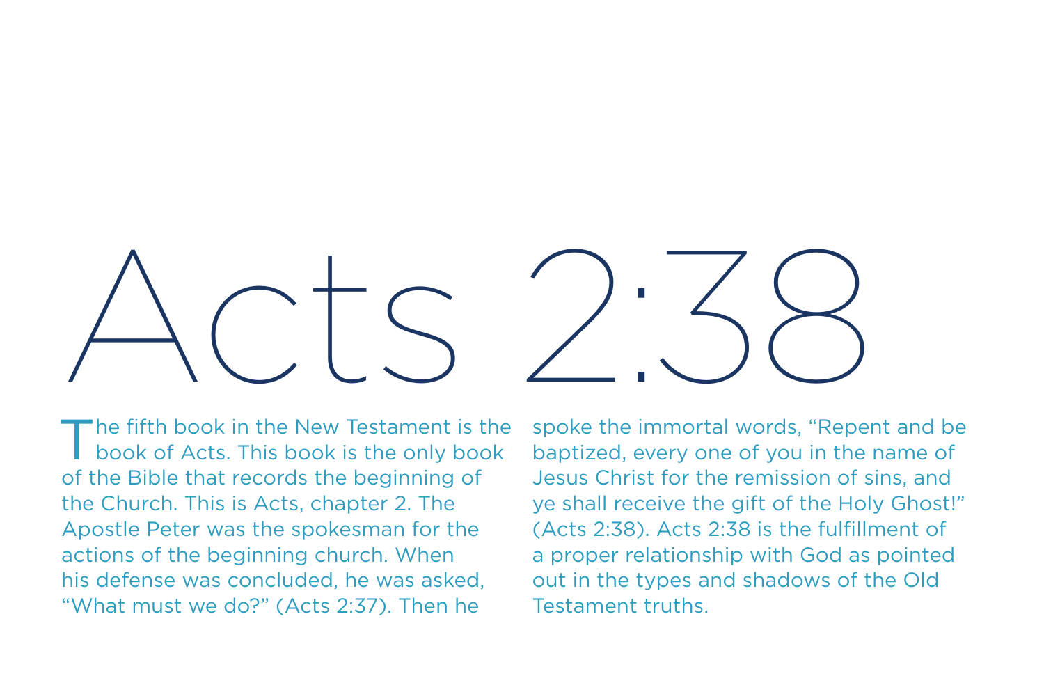# Acts 2:38

The fifth book in the New Testament is the book of Acts. This book is the only book of the Bible that records the beginning of the Church. This is Acts, chapter 2. The Apostle Peter was the spokesman for the actions of the beginning church. When his defense was concluded, he was asked, "What must we do?" (Acts 2:37). Then he spoke the immortal words, "Repent and be baptized, every one of you in the name of Jesus Christ for the remission of sins, and ye shall receive the gift of the Holy Ghost!" (Acts 2:38). Acts 2:38 is the fulfillment of a proper relationship with God as pointed out in the types and shadows of the Old Testament truths.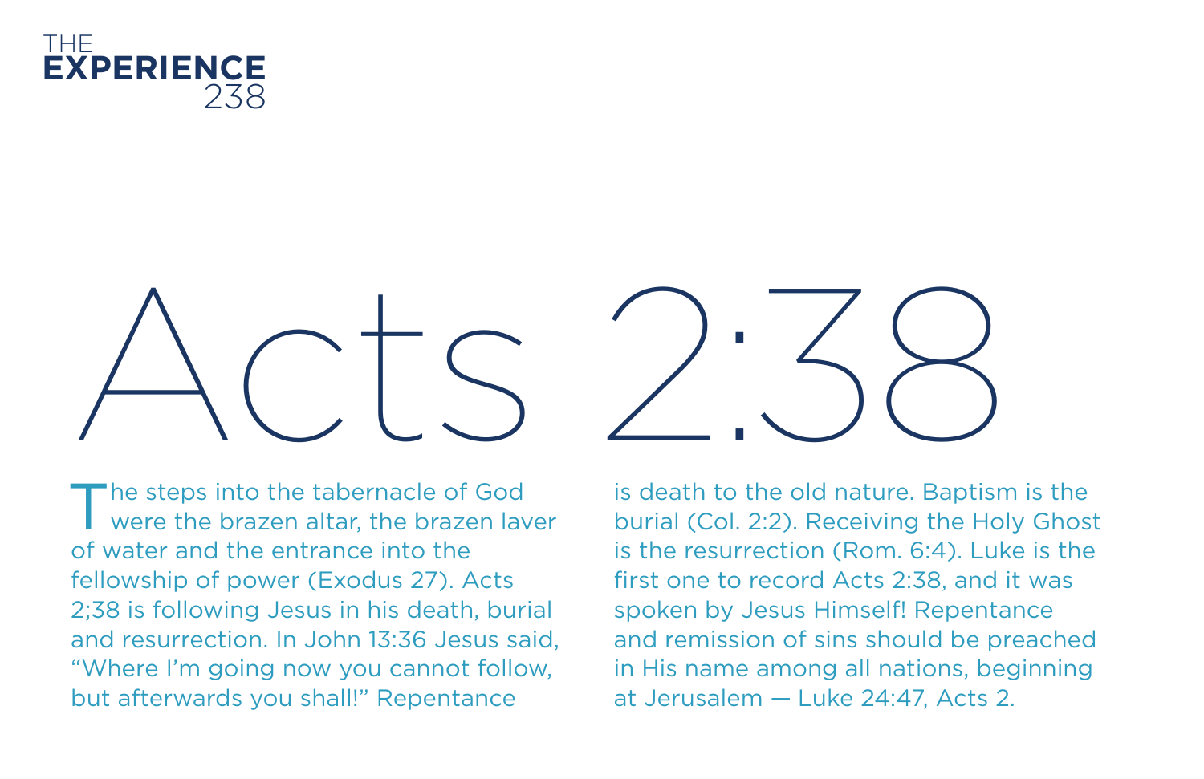# Acts 2:38

The steps into the tabernacle of God were the brazen altar, the brazen laver of water and the entrance into the fellowship of power (Exodus 27). Acts 2;38 is following Jesus in his death, burial and resurrection. In John 13:36 Jesus said, "Where I'm going now you cannot follow, but afterwards you shall!" Repentance is death to the old nature. Baptism is the burial (Col. 2:2). Receiving the Holy Ghost is the resurrection (Rom. 6:4). Luke is the first one to record Acts 2:38, and it was spoken by Jesus Himself! Repentance and remission of sins should be preached in His name among all nations, beginning at Jerusalem — Luke 24:47, Acts 2.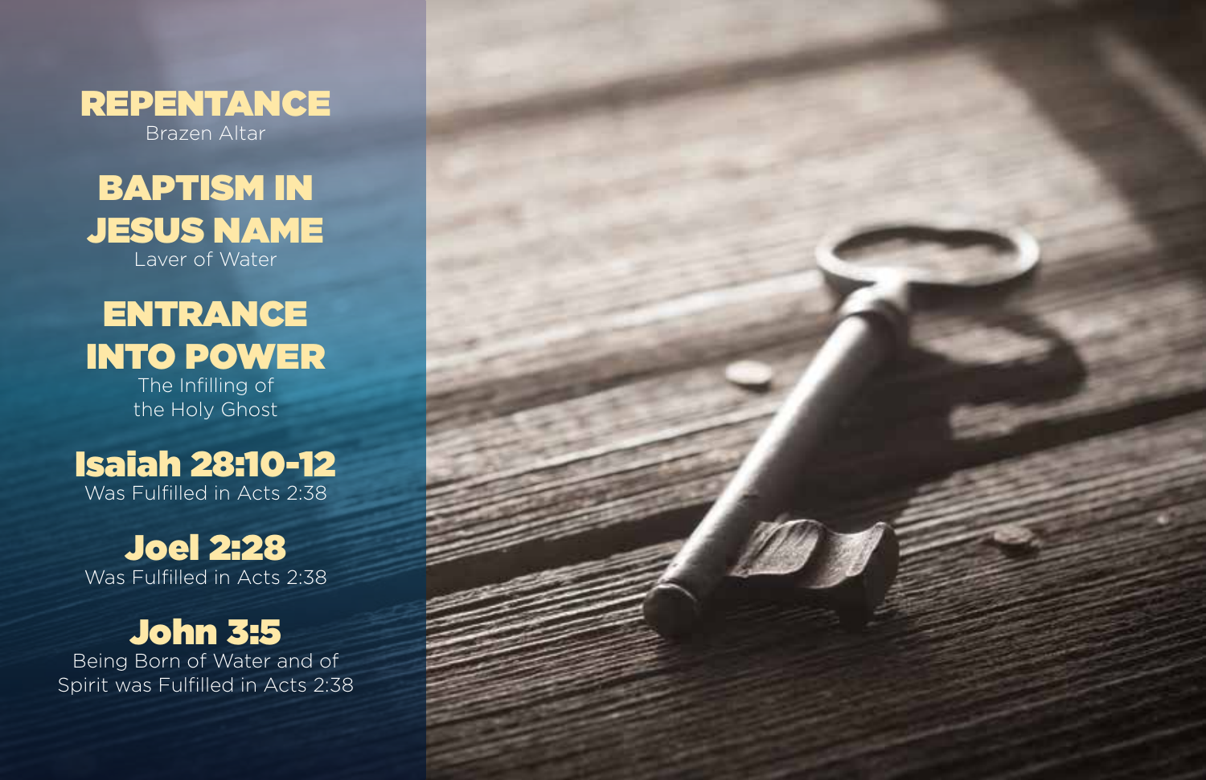## REPENTANCE
Brazen Altar

## BAPTISM IN JESUS NAME
Laver of Water

## ENTRANCE INTO POWER
The Infilling of the Holy Ghost

## Isaiah 28:10-12
Was Fulfilled in Acts 2:38

## Joel 2:28
Was Fulfilled in Acts 2:38

## John 3:5
Being Born of Water and of Spirit was Fulfilled in Acts 2:38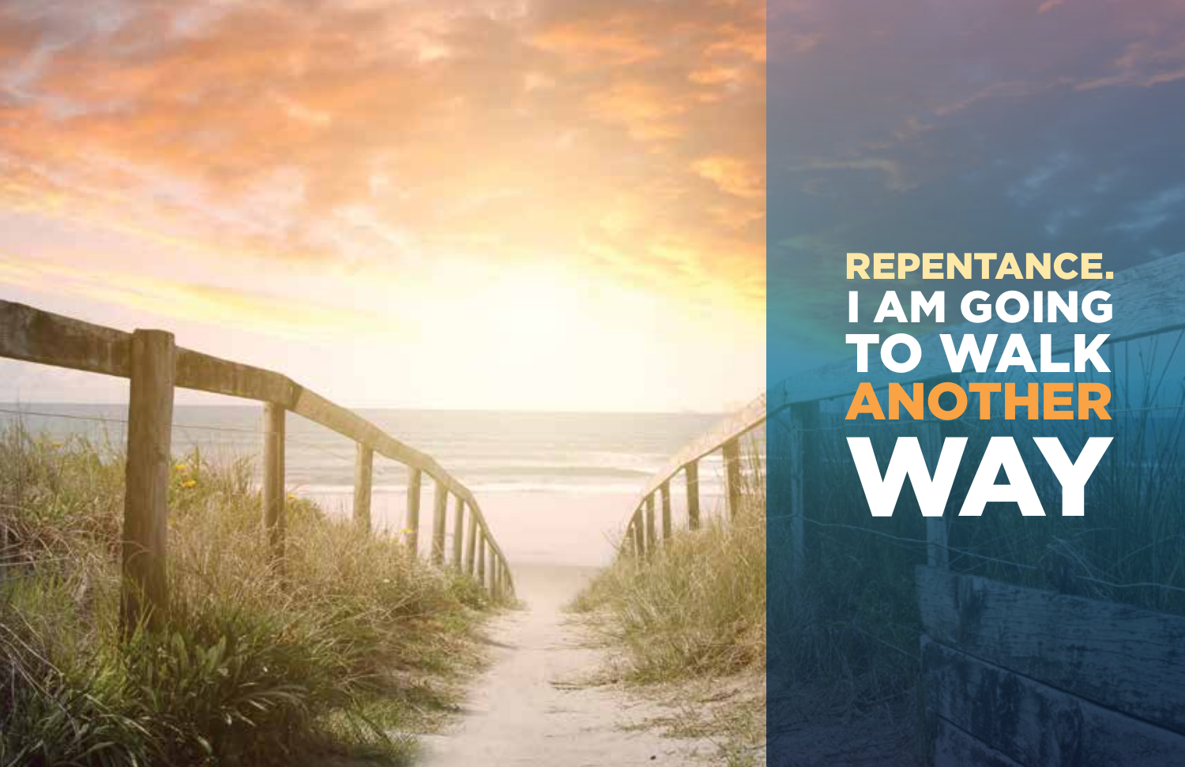# REPENTANCE. I AM GOING TO WALK ANOTHER WAY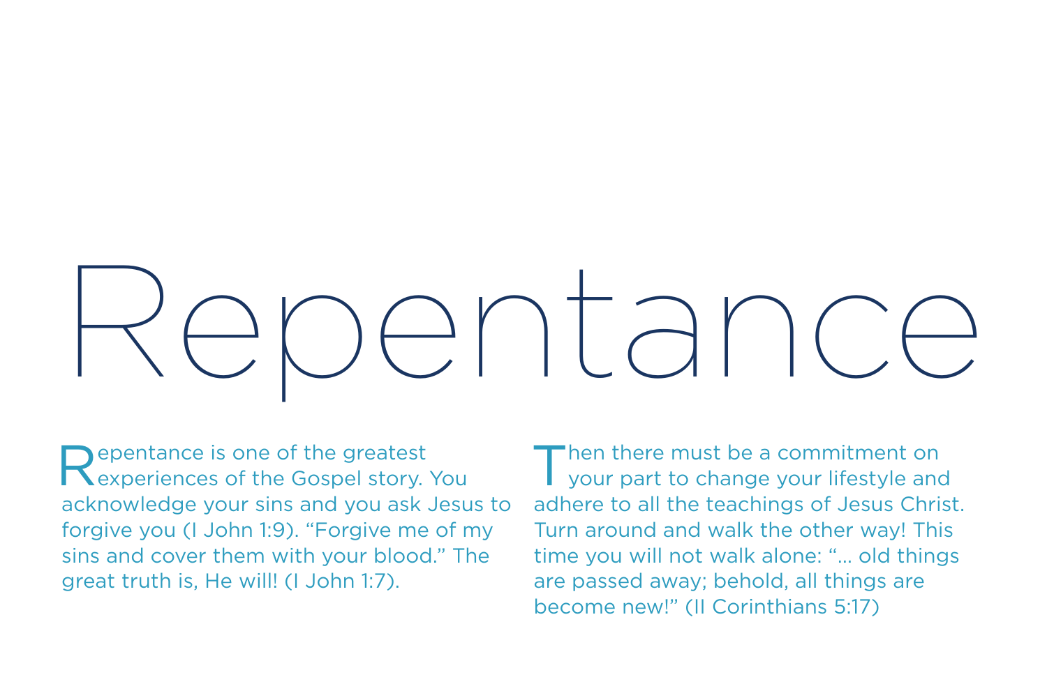# Repentance

Repentance is one of the greatest experiences of the Gospel story. You acknowledge your sins and you ask Jesus to forgive you (I John 1:9). "Forgive me of my sins and cover them with your blood." The great truth is, He will! (I John 1:7).

Then there must be a commitment on your part to change your lifestyle and adhere to all the teachings of Jesus Christ. Turn around and walk the other way! This time you will not walk alone: "... old things are passed away; behold, all things are become new!" (II Corinthians 5:17)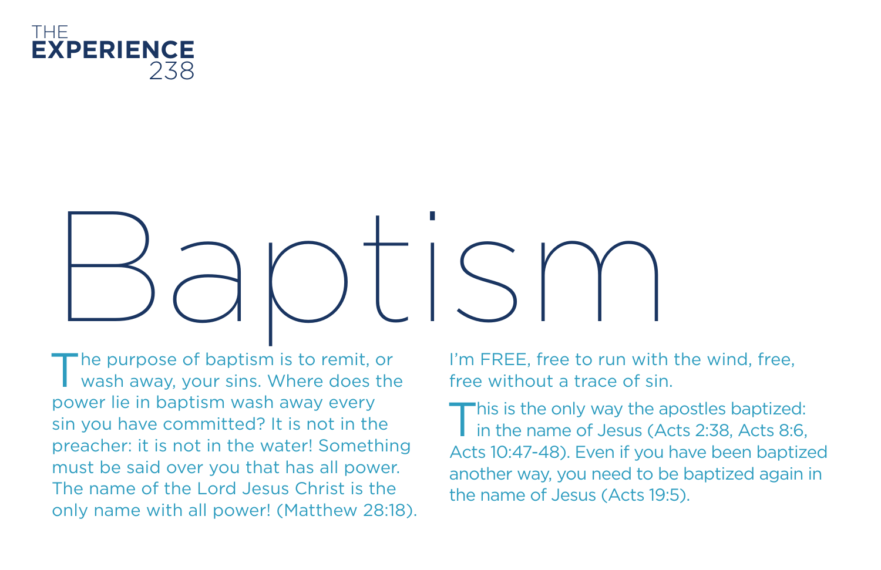# Baptism

The purpose of baptism is to remit, or wash away, your sins. Where does the power lie in baptism wash away every sin you have committed? It is not in the preacher: it is not in the water! Something must be said over you that has all power. The name of the Lord Jesus Christ is the only name with all power! (Matthew 28:18).

I'm FREE, free to run with the wind, free, free without a trace of sin.

This is the only way the apostles baptized: in the name of Jesus (Acts 2:38, Acts 8:6, Acts 10:47-48). Even if you have been baptized another way, you need to be baptized again in the name of Jesus (Acts 19:5).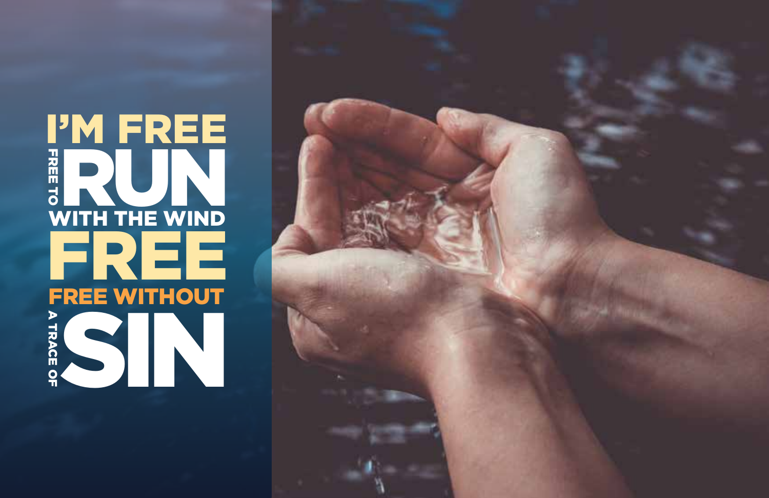# I'M FREE

FREE TO **RUN**

WITH THE WIND

# FREE

FREE WITHOUT

A TRACE OF **SIN**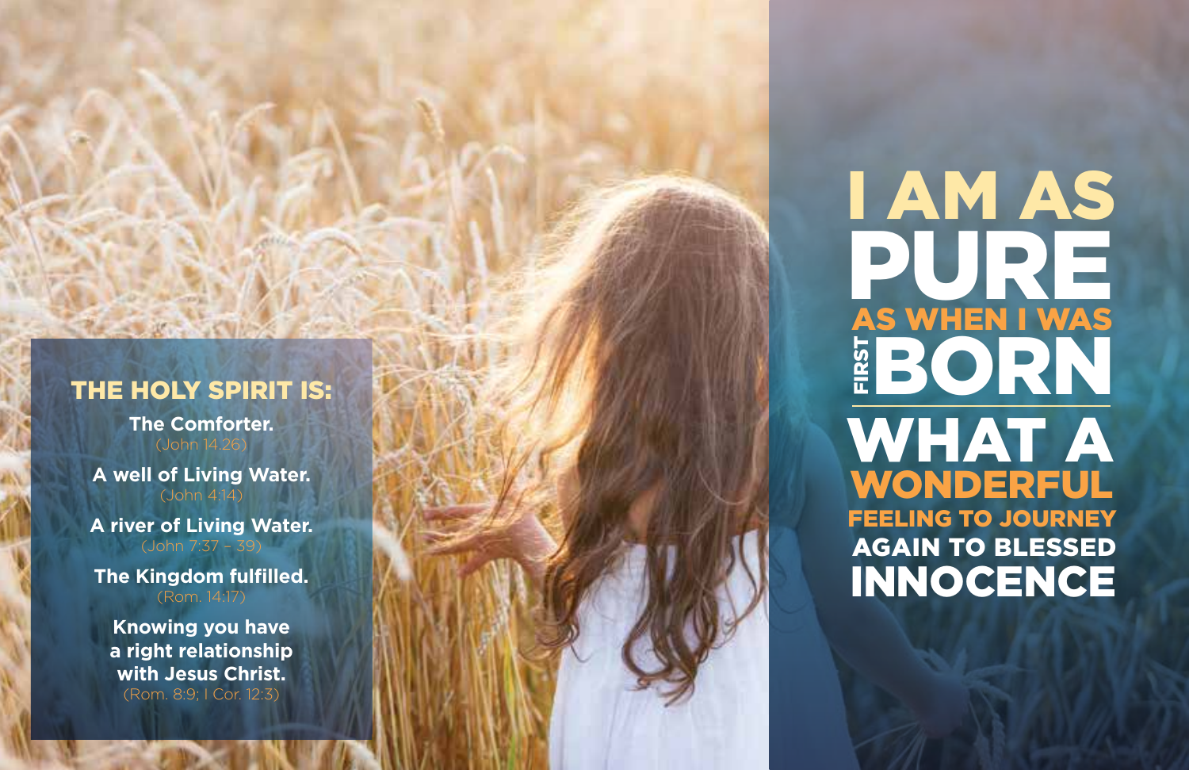## THE HOLY SPIRIT IS:

**The Comforter.**
(John 14.26)

**A well of Living Water.**
(John 4:14)

**A river of Living Water.**
(John 7:37 – 39)

**The Kingdom fulfilled.**
(Rom. 14:17)

**Knowing you have a right relationship with Jesus Christ.**
(Rom. 8:9; I Cor. 12:3)

# I AM AS PURE AS WHEN I WAS FIRST BORN

# WHAT A WONDERFUL FEELING TO JOURNEY AGAIN TO BLESSED INNOCENCE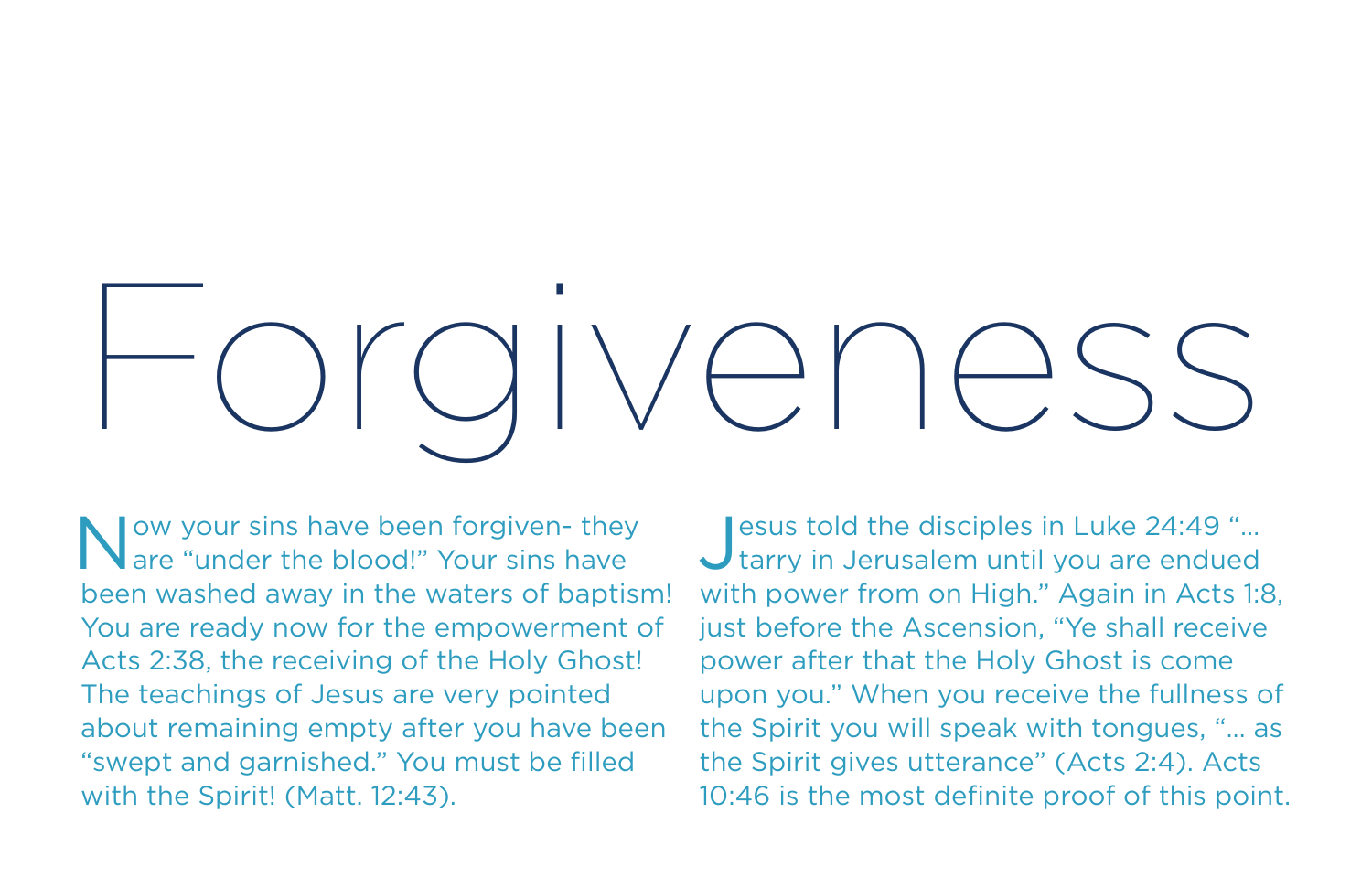# Forgiveness

Now your sins have been forgiven- they are "under the blood!" Your sins have been washed away in the waters of baptism! You are ready now for the empowerment of Acts 2:38, the receiving of the Holy Ghost! The teachings of Jesus are very pointed about remaining empty after you have been "swept and garnished." You must be filled with the Spirit! (Matt. 12:43).

Jesus told the disciples in Luke 24:49 "… tarry in Jerusalem until you are endued with power from on High." Again in Acts 1:8, just before the Ascension, "Ye shall receive power after that the Holy Ghost is come upon you." When you receive the fullness of the Spirit you will speak with tongues, "… as the Spirit gives utterance" (Acts 2:4). Acts 10:46 is the most definite proof of this point.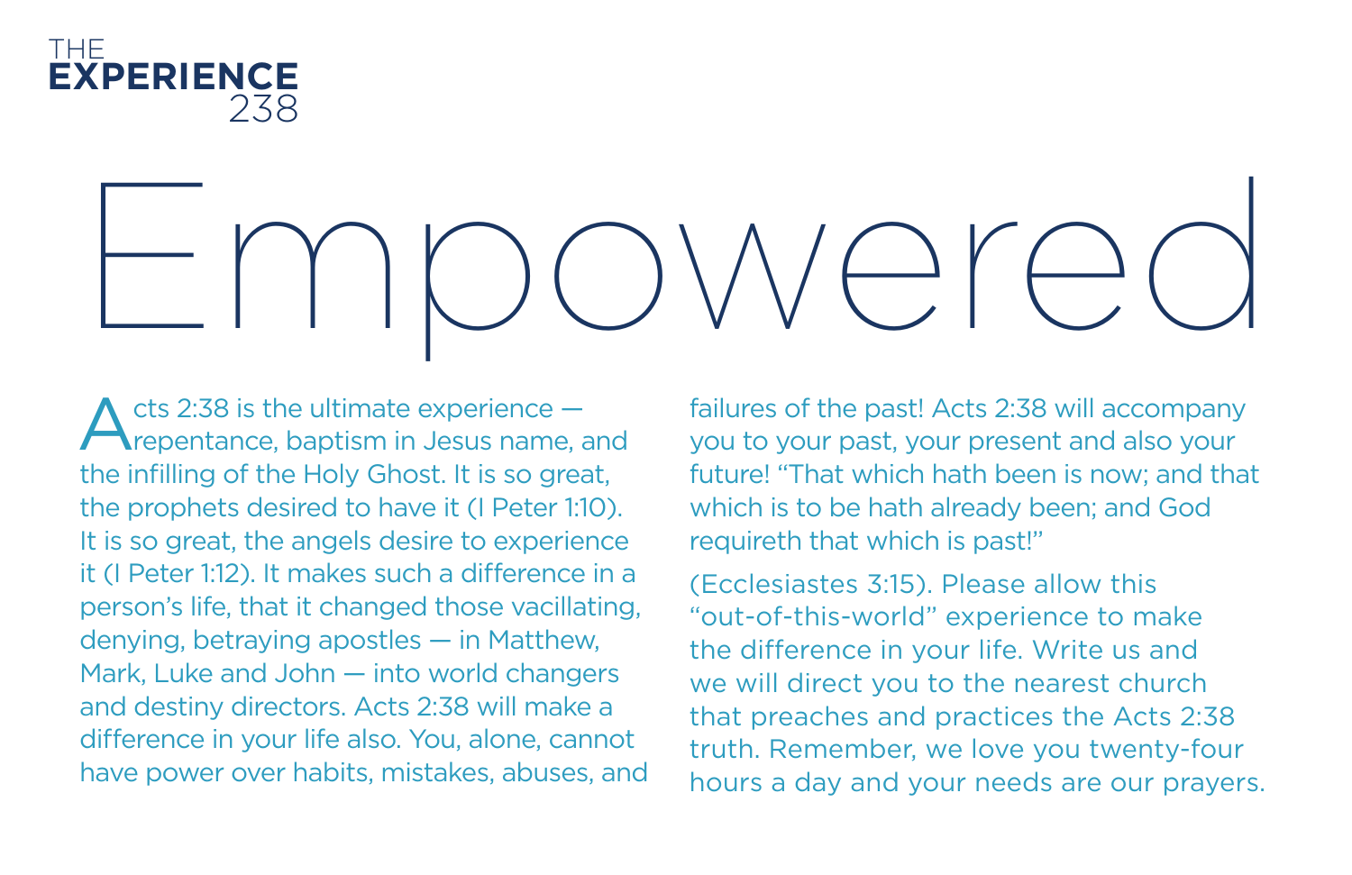THE **EXPERIENCE** 238

# Empowered

Acts 2:38 is the ultimate experience — repentance, baptism in Jesus name, and the infilling of the Holy Ghost. It is so great, the prophets desired to have it (I Peter 1:10). It is so great, the angels desire to experience it (I Peter 1:12). It makes such a difference in a person's life, that it changed those vacillating, denying, betraying apostles — in Matthew, Mark, Luke and John — into world changers and destiny directors. Acts 2:38 will make a difference in your life also. You, alone, cannot have power over habits, mistakes, abuses, and failures of the past! Acts 2:38 will accompany you to your past, your present and also your future! "That which hath been is now; and that which is to be hath already been; and God requireth that which is past!"

(Ecclesiastes 3:15). Please allow this "out-of-this-world" experience to make the difference in your life. Write us and we will direct you to the nearest church that preaches and practices the Acts 2:38 truth. Remember, we love you twenty-four hours a day and your needs are our prayers.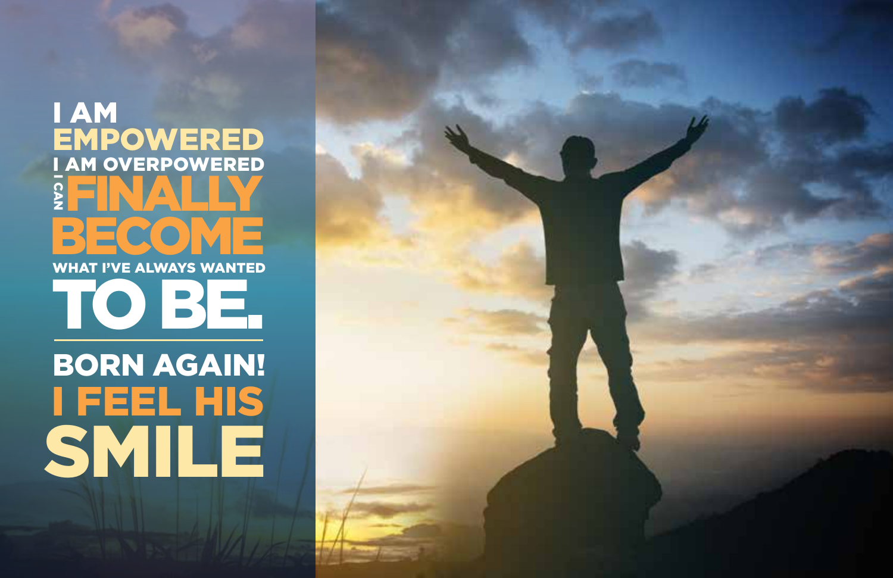I AM
EMPOWERED
I AM OVERPOWERED
I CAN FINALLY
BECOME
WHAT I'VE ALWAYS WANTED
TO BE.

BORN AGAIN!
I FEEL HIS
SMILE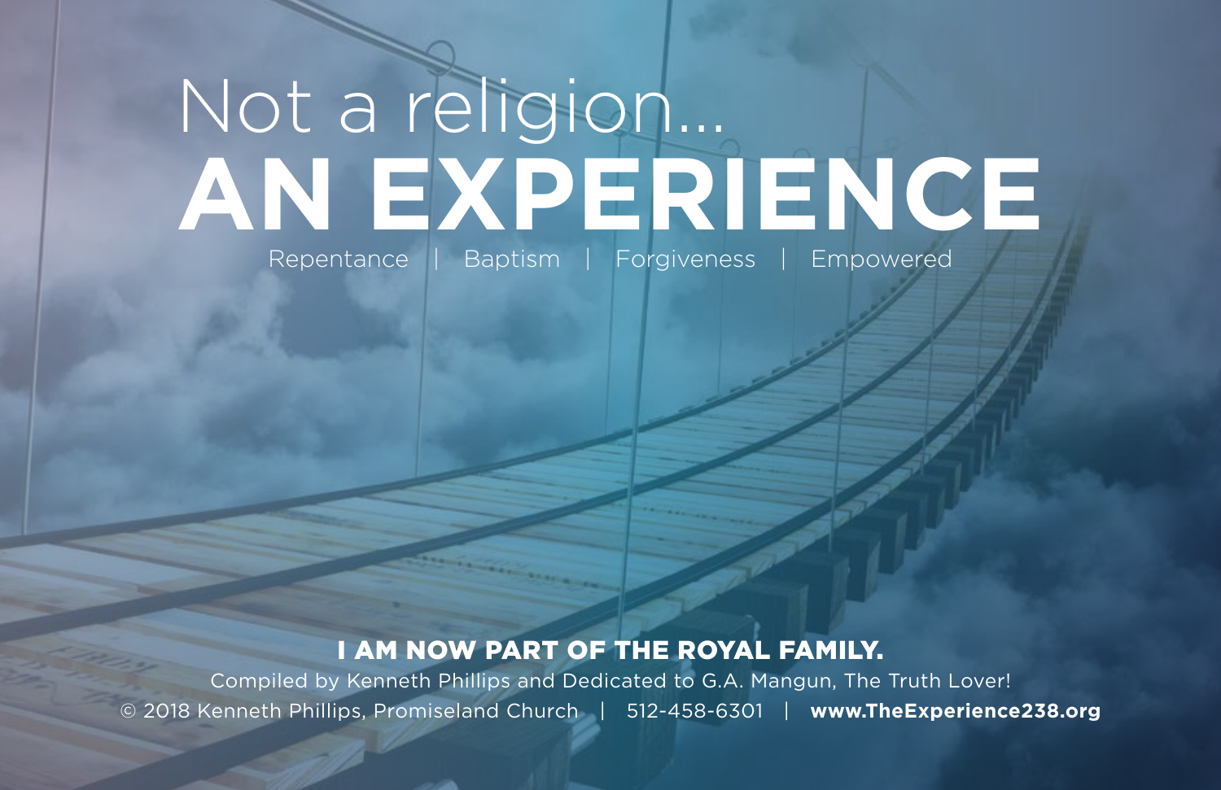# Not a religion...
# AN EXPERIENCE

Repentance | Baptism | Forgiveness | Empowered

**I AM NOW PART OF THE ROYAL FAMILY.**

Compiled by Kenneth Phillips and Dedicated to G.A. Mangun, The Truth Lover!

© 2018 Kenneth Phillips, Promiseland Church | 512-458-6301 | **www.TheExperience238.org**